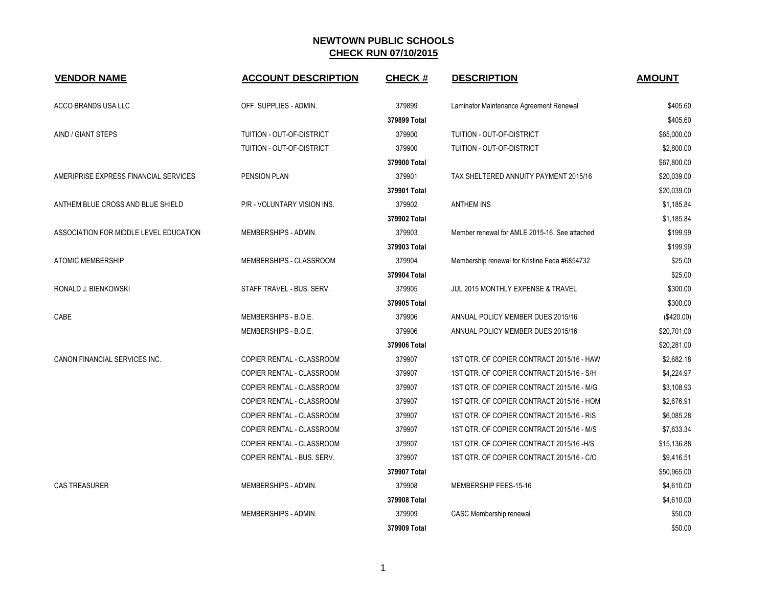# NEWTOWN PUBLIC SCHOOLS

## CHECK RUN 07/10/2015

| VENDOR NAME | ACCOUNT DESCRIPTION | CHECK # | DESCRIPTION | AMOUNT |
|---|---|---|---|---|
| ACCO BRANDS USA LLC | OFF. SUPPLIES - ADMIN. | 379899 | Laminator Maintenance Agreement Renewal | $405.60 |
| | | 379899 Total | | $405.60 |
| AIND / GIANT STEPS | TUITION - OUT-OF-DISTRICT | 379900 | TUITION - OUT-OF-DISTRICT | $65,000.00 |
| | TUITION - OUT-OF-DISTRICT | 379900 | TUITION - OUT-OF-DISTRICT | $2,800.00 |
| | | 379900 Total | | $67,800.00 |
| AMERIPRISE EXPRESS FINANCIAL SERVICES | PENSION PLAN | 379901 | TAX SHELTERED ANNUITY PAYMENT 2015/16 | $20,039.00 |
| | | 379901 Total | | $20,039.00 |
| ANTHEM BLUE CROSS AND BLUE SHIELD | P/R - VOLUNTARY VISION INS. | 379902 | ANTHEM INS | $1,185.84 |
| | | 379902 Total | | $1,185.84 |
| ASSOCIATION FOR MIDDLE LEVEL EDUCATION | MEMBERSHIPS - ADMIN. | 379903 | Member renewal for AMLE 2015-16. See attached | $199.99 |
| | | 379903 Total | | $199.99 |
| ATOMIC MEMBERSHIP | MEMBERSHIPS - CLASSROOM | 379904 | Membership renewal for Kristine Feda #6854732 | $25.00 |
| | | 379904 Total | | $25.00 |
| RONALD J. BIENKOWSKI | STAFF TRAVEL - BUS. SERV. | 379905 | JUL 2015 MONTHLY EXPENSE & TRAVEL | $300.00 |
| | | 379905 Total | | $300.00 |
| CABE | MEMBERSHIPS - B.O.E. | 379906 | ANNUAL POLICY MEMBER DUES 2015/16 | ($420.00) |
| | MEMBERSHIPS - B.O.E. | 379906 | ANNUAL POLICY MEMBER DUES 2015/16 | $20,701.00 |
| | | 379906 Total | | $20,281.00 |
| CANON FINANCIAL SERVICES INC. | COPIER RENTAL - CLASSROOM | 379907 | 1ST QTR. OF COPIER CONTRACT 2015/16 - HAW | $2,682.18 |
| | COPIER RENTAL - CLASSROOM | 379907 | 1ST QTR. OF COPIER CONTRACT 2015/16 - S/H | $4,224.97 |
| | COPIER RENTAL - CLASSROOM | 379907 | 1ST QTR. OF COPIER CONTRACT 2015/16 - M/G | $3,108.93 |
| | COPIER RENTAL - CLASSROOM | 379907 | 1ST QTR. OF COPIER CONTRACT 2015/16 - HOM | $2,676.91 |
| | COPIER RENTAL - CLASSROOM | 379907 | 1ST QTR. OF COPIER CONTRACT 2015/16 - RIS | $6,085.28 |
| | COPIER RENTAL - CLASSROOM | 379907 | 1ST QTR. OF COPIER CONTRACT 2015/16 - M/S | $7,633.34 |
| | COPIER RENTAL - CLASSROOM | 379907 | 1ST QTR. OF COPIER CONTRACT 2015/16 -H/S | $15,136.88 |
| | COPIER RENTAL - BUS. SERV. | 379907 | 1ST QTR. OF COPIER CONTRACT 2015/16 - C/O | $9,416.51 |
| | | 379907 Total | | $50,965.00 |
| CAS TREASURER | MEMBERSHIPS - ADMIN. | 379908 | MEMBERSHIP FEES-15-16 | $4,610.00 |
| | | 379908 Total | | $4,610.00 |
| | MEMBERSHIPS - ADMIN. | 379909 | CASC Membership renewal | $50.00 |
| | | 379909 Total | | $50.00 |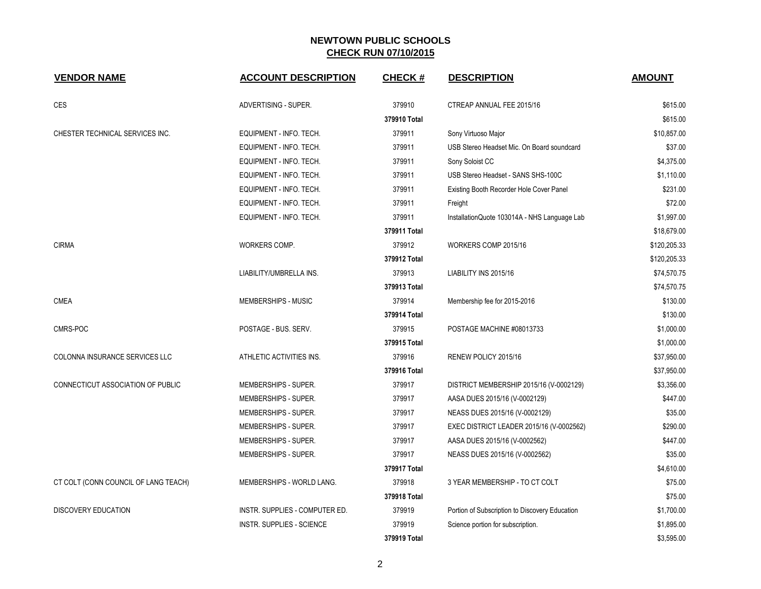## NEWTOWN PUBLIC SCHOOLS
## CHECK RUN 07/10/2015

| VENDOR NAME | ACCOUNT DESCRIPTION | CHECK # | DESCRIPTION | AMOUNT |
|---|---|---|---|---|
| CES | ADVERTISING - SUPER. | 379910 | CTREAP ANNUAL FEE 2015/16 | $615.00 |
| | | **379910 Total** | | $615.00 |
| CHESTER TECHNICAL SERVICES INC. | EQUIPMENT - INFO. TECH. | 379911 | Sony Virtuoso Major | $10,857.00 |
| | EQUIPMENT - INFO. TECH. | 379911 | USB Stereo Headset Mic. On Board soundcard | $37.00 |
| | EQUIPMENT - INFO. TECH. | 379911 | Sony Soloist CC | $4,375.00 |
| | EQUIPMENT - INFO. TECH. | 379911 | USB Stereo Headset - SANS SHS-100C | $1,110.00 |
| | EQUIPMENT - INFO. TECH. | 379911 | Existing Booth Recorder Hole Cover Panel | $231.00 |
| | EQUIPMENT - INFO. TECH. | 379911 | Freight | $72.00 |
| | EQUIPMENT - INFO. TECH. | 379911 | InstallationQuote 103014A - NHS Language Lab | $1,997.00 |
| | | **379911 Total** | | $18,679.00 |
| CIRMA | WORKERS COMP. | 379912 | WORKERS COMP 2015/16 | $120,205.33 |
| | | **379912 Total** | | $120,205.33 |
| | LIABILITY/UMBRELLA INS. | 379913 | LIABILITY INS 2015/16 | $74,570.75 |
| | | **379913 Total** | | $74,570.75 |
| CMEA | MEMBERSHIPS - MUSIC | 379914 | Membership fee for 2015-2016 | $130.00 |
| | | **379914 Total** | | $130.00 |
| CMRS-POC | POSTAGE - BUS. SERV. | 379915 | POSTAGE MACHINE #08013733 | $1,000.00 |
| | | **379915 Total** | | $1,000.00 |
| COLONNA INSURANCE SERVICES LLC | ATHLETIC ACTIVITIES INS. | 379916 | RENEW POLICY 2015/16 | $37,950.00 |
| | | **379916 Total** | | $37,950.00 |
| CONNECTICUT ASSOCIATION OF PUBLIC | MEMBERSHIPS - SUPER. | 379917 | DISTRICT MEMBERSHIP 2015/16 (V-0002129) | $3,356.00 |
| | MEMBERSHIPS - SUPER. | 379917 | AASA DUES 2015/16 (V-0002129) | $447.00 |
| | MEMBERSHIPS - SUPER. | 379917 | NEASS DUES 2015/16 (V-0002129) | $35.00 |
| | MEMBERSHIPS - SUPER. | 379917 | EXEC DISTRICT LEADER 2015/16 (V-0002562) | $290.00 |
| | MEMBERSHIPS - SUPER. | 379917 | AASA DUES 2015/16 (V-0002562) | $447.00 |
| | MEMBERSHIPS - SUPER. | 379917 | NEASS DUES 2015/16 (V-0002562) | $35.00 |
| | | **379917 Total** | | $4,610.00 |
| CT COLT (CONN COUNCIL OF LANG TEACH) | MEMBERSHIPS - WORLD LANG. | 379918 | 3 YEAR MEMBERSHIP - TO CT COLT | $75.00 |
| | | **379918 Total** | | $75.00 |
| DISCOVERY EDUCATION | INSTR. SUPPLIES - COMPUTER ED. | 379919 | Portion of Subscription to Discovery Education | $1,700.00 |
| | INSTR. SUPPLIES - SCIENCE | 379919 | Science portion for subscription. | $1,895.00 |
| | | **379919 Total** | | $3,595.00 |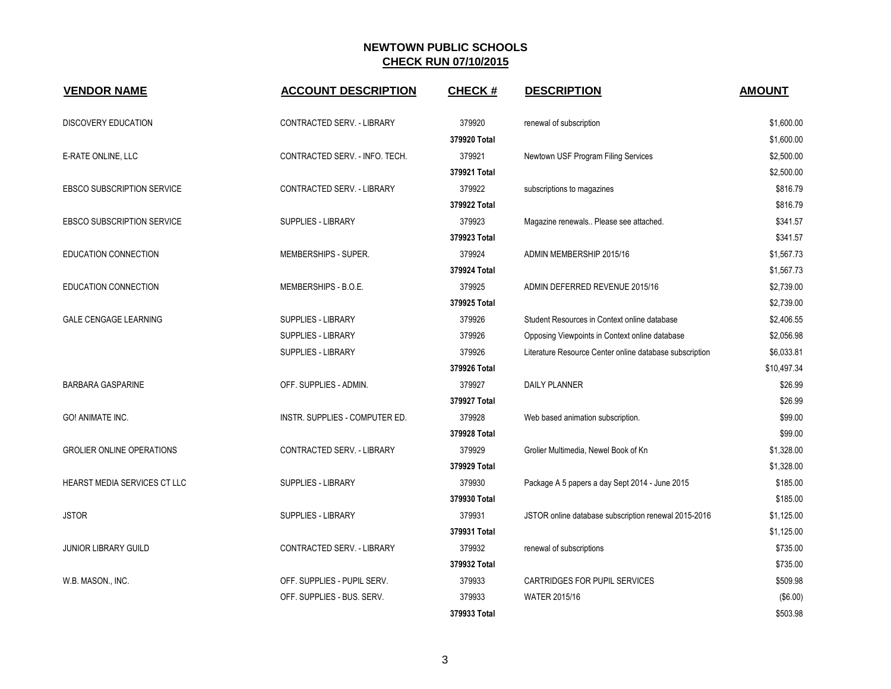# NEWTOWN PUBLIC SCHOOLS

## CHECK RUN 07/10/2015

| VENDOR NAME | ACCOUNT DESCRIPTION | CHECK # | DESCRIPTION | AMOUNT |
|---|---|---|---|---|
| DISCOVERY EDUCATION | CONTRACTED SERV. - LIBRARY | 379920 | renewal of subscription | $1,600.00 |
| | | **379920 Total** | | $1,600.00 |
| E-RATE ONLINE, LLC | CONTRACTED SERV. - INFO. TECH. | 379921 | Newtown USF Program Filing Services | $2,500.00 |
| | | **379921 Total** | | $2,500.00 |
| EBSCO SUBSCRIPTION SERVICE | CONTRACTED SERV. - LIBRARY | 379922 | subscriptions to magazines | $816.79 |
| | | **379922 Total** | | $816.79 |
| EBSCO SUBSCRIPTION SERVICE | SUPPLIES - LIBRARY | 379923 | Magazine renewals.. Please see attached. | $341.57 |
| | | **379923 Total** | | $341.57 |
| EDUCATION CONNECTION | MEMBERSHIPS - SUPER. | 379924 | ADMIN MEMBERSHIP 2015/16 | $1,567.73 |
| | | **379924 Total** | | $1,567.73 |
| EDUCATION CONNECTION | MEMBERSHIPS - B.O.E. | 379925 | ADMIN DEFERRED REVENUE 2015/16 | $2,739.00 |
| | | **379925 Total** | | $2,739.00 |
| GALE CENGAGE LEARNING | SUPPLIES - LIBRARY | 379926 | Student Resources in Context online database | $2,406.55 |
| | SUPPLIES - LIBRARY | 379926 | Opposing Viewpoints in Context online database | $2,056.98 |
| | SUPPLIES - LIBRARY | 379926 | Literature Resource Center online database subscription | $6,033.81 |
| | | **379926 Total** | | $10,497.34 |
| BARBARA GASPARINE | OFF. SUPPLIES - ADMIN. | 379927 | DAILY PLANNER | $26.99 |
| | | **379927 Total** | | $26.99 |
| GO! ANIMATE INC. | INSTR. SUPPLIES - COMPUTER ED. | 379928 | Web based animation subscription. | $99.00 |
| | | **379928 Total** | | $99.00 |
| GROLIER ONLINE OPERATIONS | CONTRACTED SERV. - LIBRARY | 379929 | Grolier Multimedia, Newel Book of Kn | $1,328.00 |
| | | **379929 Total** | | $1,328.00 |
| HEARST MEDIA SERVICES CT LLC | SUPPLIES - LIBRARY | 379930 | Package A 5 papers a day Sept 2014 - June 2015 | $185.00 |
| | | **379930 Total** | | $185.00 |
| JSTOR | SUPPLIES - LIBRARY | 379931 | JSTOR online database subscription renewal 2015-2016 | $1,125.00 |
| | | **379931 Total** | | $1,125.00 |
| JUNIOR LIBRARY GUILD | CONTRACTED SERV. - LIBRARY | 379932 | renewal of subscriptions | $735.00 |
| | | **379932 Total** | | $735.00 |
| W.B. MASON., INC. | OFF. SUPPLIES - PUPIL SERV. | 379933 | CARTRIDGES FOR PUPIL SERVICES | $509.98 |
| | OFF. SUPPLIES - BUS. SERV. | 379933 | WATER 2015/16 | ($6.00) |
| | | **379933 Total** | | $503.98 |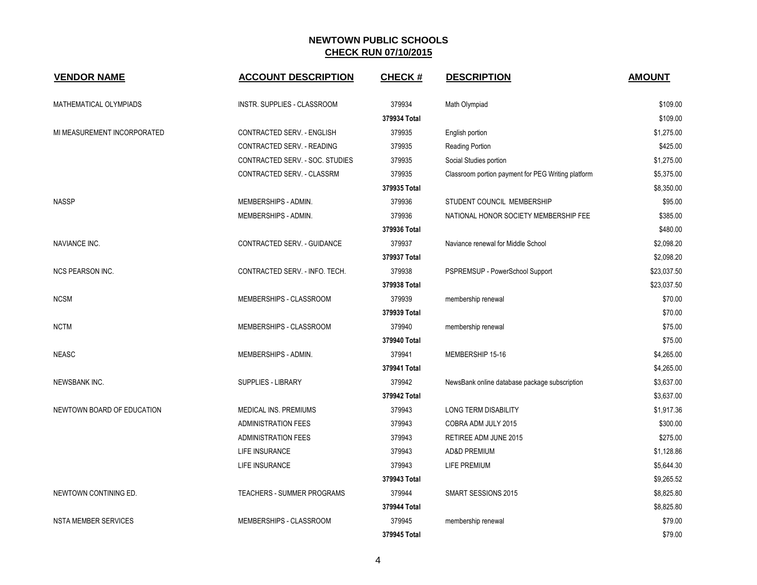# NEWTOWN PUBLIC SCHOOLS

## CHECK RUN 07/10/2015

| VENDOR NAME | ACCOUNT DESCRIPTION | CHECK # | DESCRIPTION | AMOUNT |
|---|---|---|---|---|
| MATHEMATICAL OLYMPIADS | INSTR. SUPPLIES - CLASSROOM | 379934 | Math Olympiad | $109.00 |
| | | **379934 Total** | | $109.00 |
| MI MEASUREMENT INCORPORATED | CONTRACTED SERV. - ENGLISH | 379935 | English portion | $1,275.00 |
| | CONTRACTED SERV. - READING | 379935 | Reading Portion | $425.00 |
| | CONTRACTED SERV. - SOC. STUDIES | 379935 | Social Studies portion | $1,275.00 |
| | CONTRACTED SERV. - CLASSRM | 379935 | Classroom portion payment for PEG Writing platform | $5,375.00 |
| | | **379935 Total** | | $8,350.00 |
| NASSP | MEMBERSHIPS - ADMIN. | 379936 | STUDENT COUNCIL MEMBERSHIP | $95.00 |
| | MEMBERSHIPS - ADMIN. | 379936 | NATIONAL HONOR SOCIETY MEMBERSHIP FEE | $385.00 |
| | | **379936 Total** | | $480.00 |
| NAVIANCE INC. | CONTRACTED SERV. - GUIDANCE | 379937 | Naviance renewal for Middle School | $2,098.20 |
| | | **379937 Total** | | $2,098.20 |
| NCS PEARSON INC. | CONTRACTED SERV. - INFO. TECH. | 379938 | PSPREMSUP - PowerSchool Support | $23,037.50 |
| | | **379938 Total** | | $23,037.50 |
| NCSM | MEMBERSHIPS - CLASSROOM | 379939 | membership renewal | $70.00 |
| | | **379939 Total** | | $70.00 |
| NCTM | MEMBERSHIPS - CLASSROOM | 379940 | membership renewal | $75.00 |
| | | **379940 Total** | | $75.00 |
| NEASC | MEMBERSHIPS - ADMIN. | 379941 | MEMBERSHIP 15-16 | $4,265.00 |
| | | **379941 Total** | | $4,265.00 |
| NEWSBANK INC. | SUPPLIES - LIBRARY | 379942 | NewsBank online database package subscription | $3,637.00 |
| | | **379942 Total** | | $3,637.00 |
| NEWTOWN BOARD OF EDUCATION | MEDICAL INS. PREMIUMS | 379943 | LONG TERM DISABILITY | $1,917.36 |
| | ADMINISTRATION FEES | 379943 | COBRA ADM JULY 2015 | $300.00 |
| | ADMINISTRATION FEES | 379943 | RETIREE ADM JUNE 2015 | $275.00 |
| | LIFE INSURANCE | 379943 | AD&D PREMIUM | $1,128.86 |
| | LIFE INSURANCE | 379943 | LIFE PREMIUM | $5,644.30 |
| | | **379943 Total** | | $9,265.52 |
| NEWTOWN CONTINING ED. | TEACHERS - SUMMER PROGRAMS | 379944 | SMART SESSIONS 2015 | $8,825.80 |
| | | **379944 Total** | | $8,825.80 |
| NSTA MEMBER SERVICES | MEMBERSHIPS - CLASSROOM | 379945 | membership renewal | $79.00 |
| | | **379945 Total** | | $79.00 |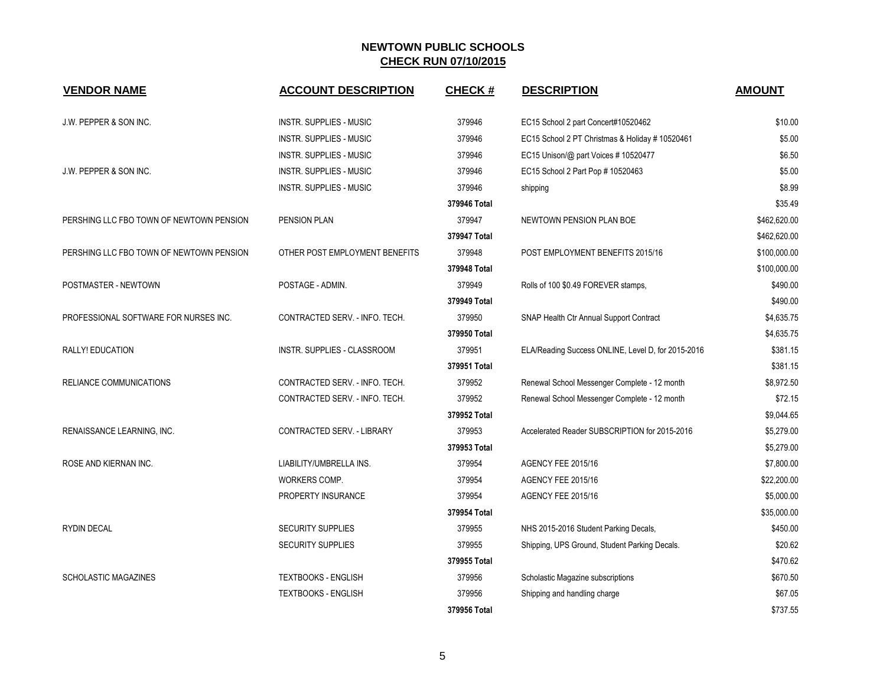# NEWTOWN PUBLIC SCHOOLS

## CHECK RUN 07/10/2015

| VENDOR NAME | ACCOUNT DESCRIPTION | CHECK # | DESCRIPTION | AMOUNT |
|---|---|---|---|---|
| J.W. PEPPER & SON INC. | INSTR. SUPPLIES - MUSIC | 379946 | EC15 School 2 part Concert#10520462 | $10.00 |
| | INSTR. SUPPLIES - MUSIC | 379946 | EC15 School 2 PT Christmas & Holiday # 10520461 | $5.00 |
| | INSTR. SUPPLIES - MUSIC | 379946 | EC15 Unison/@ part Voices # 10520477 | $6.50 |
| J.W. PEPPER & SON INC. | INSTR. SUPPLIES - MUSIC | 379946 | EC15 School 2 Part Pop # 10520463 | $5.00 |
| | INSTR. SUPPLIES - MUSIC | 379946 | shipping | $8.99 |
| | | **379946 Total** | | $35.49 |
| PERSHING LLC FBO TOWN OF NEWTOWN PENSION | PENSION PLAN | 379947 | NEWTOWN PENSION PLAN BOE | $462,620.00 |
| | | **379947 Total** | | $462,620.00 |
| PERSHING LLC FBO TOWN OF NEWTOWN PENSION | OTHER POST EMPLOYMENT BENEFITS | 379948 | POST EMPLOYMENT BENEFITS 2015/16 | $100,000.00 |
| | | **379948 Total** | | $100,000.00 |
| POSTMASTER - NEWTOWN | POSTAGE - ADMIN. | 379949 | Rolls of 100 $0.49 FOREVER stamps, | $490.00 |
| | | **379949 Total** | | $490.00 |
| PROFESSIONAL SOFTWARE FOR NURSES INC. | CONTRACTED SERV. - INFO. TECH. | 379950 | SNAP Health Ctr Annual Support Contract | $4,635.75 |
| | | **379950 Total** | | $4,635.75 |
| RALLY! EDUCATION | INSTR. SUPPLIES - CLASSROOM | 379951 | ELA/Reading Success ONLINE, Level D, for 2015-2016 | $381.15 |
| | | **379951 Total** | | $381.15 |
| RELIANCE COMMUNICATIONS | CONTRACTED SERV. - INFO. TECH. | 379952 | Renewal School Messenger Complete - 12 month | $8,972.50 |
| | CONTRACTED SERV. - INFO. TECH. | 379952 | Renewal School Messenger Complete - 12 month | $72.15 |
| | | **379952 Total** | | $9,044.65 |
| RENAISSANCE LEARNING, INC. | CONTRACTED SERV. - LIBRARY | 379953 | Accelerated Reader SUBSCRIPTION for 2015-2016 | $5,279.00 |
| | | **379953 Total** | | $5,279.00 |
| ROSE AND KIERNAN INC. | LIABILITY/UMBRELLA INS. | 379954 | AGENCY FEE 2015/16 | $7,800.00 |
| | WORKERS COMP. | 379954 | AGENCY FEE 2015/16 | $22,200.00 |
| | PROPERTY INSURANCE | 379954 | AGENCY FEE 2015/16 | $5,000.00 |
| | | **379954 Total** | | $35,000.00 |
| RYDIN DECAL | SECURITY SUPPLIES | 379955 | NHS 2015-2016 Student Parking Decals, | $450.00 |
| | SECURITY SUPPLIES | 379955 | Shipping, UPS Ground, Student Parking Decals. | $20.62 |
| | | **379955 Total** | | $470.62 |
| SCHOLASTIC MAGAZINES | TEXTBOOKS - ENGLISH | 379956 | Scholastic Magazine subscriptions | $670.50 |
| | TEXTBOOKS - ENGLISH | 379956 | Shipping and handling charge | $67.05 |
| | | **379956 Total** | | $737.55 |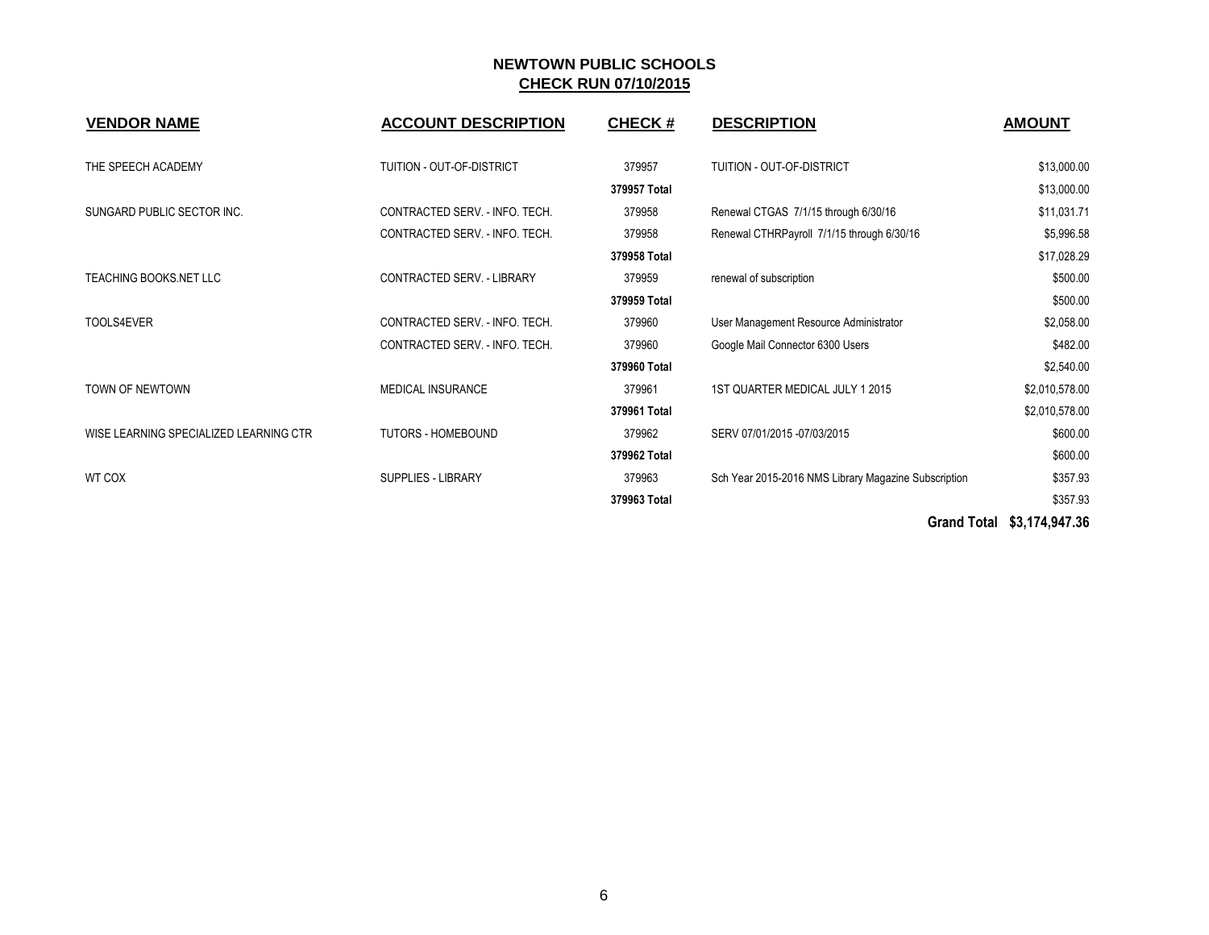## NEWTOWN PUBLIC SCHOOLS
## CHECK RUN 07/10/2015

| VENDOR NAME | ACCOUNT DESCRIPTION | CHECK # | DESCRIPTION | AMOUNT |
|---|---|---|---|---|
| THE SPEECH ACADEMY | TUITION - OUT-OF-DISTRICT | 379957 | TUITION - OUT-OF-DISTRICT | $13,000.00 |
| | | **379957 Total** | | $13,000.00 |
| SUNGARD PUBLIC SECTOR INC. | CONTRACTED SERV. - INFO. TECH. | 379958 | Renewal CTGAS 7/1/15 through 6/30/16 | $11,031.71 |
| | CONTRACTED SERV. - INFO. TECH. | 379958 | Renewal CTHRPayroll 7/1/15 through 6/30/16 | $5,996.58 |
| | | **379958 Total** | | $17,028.29 |
| TEACHING BOOKS.NET LLC | CONTRACTED SERV. - LIBRARY | 379959 | renewal of subscription | $500.00 |
| | | **379959 Total** | | $500.00 |
| TOOLS4EVER | CONTRACTED SERV. - INFO. TECH. | 379960 | User Management Resource Administrator | $2,058.00 |
| | CONTRACTED SERV. - INFO. TECH. | 379960 | Google Mail Connector 6300 Users | $482.00 |
| | | **379960 Total** | | $2,540.00 |
| TOWN OF NEWTOWN | MEDICAL INSURANCE | 379961 | 1ST QUARTER MEDICAL JULY 1 2015 | $2,010,578.00 |
| | | **379961 Total** | | $2,010,578.00 |
| WISE LEARNING SPECIALIZED LEARNING CTR | TUTORS - HOMEBOUND | 379962 | SERV 07/01/2015 -07/03/2015 | $600.00 |
| | | **379962 Total** | | $600.00 |
| WT COX | SUPPLIES - LIBRARY | 379963 | Sch Year 2015-2016 NMS Library Magazine Subscription | $357.93 |
| | | **379963 Total** | | $357.93 |
| | | | **Grand Total** | **$3,174,947.36** |